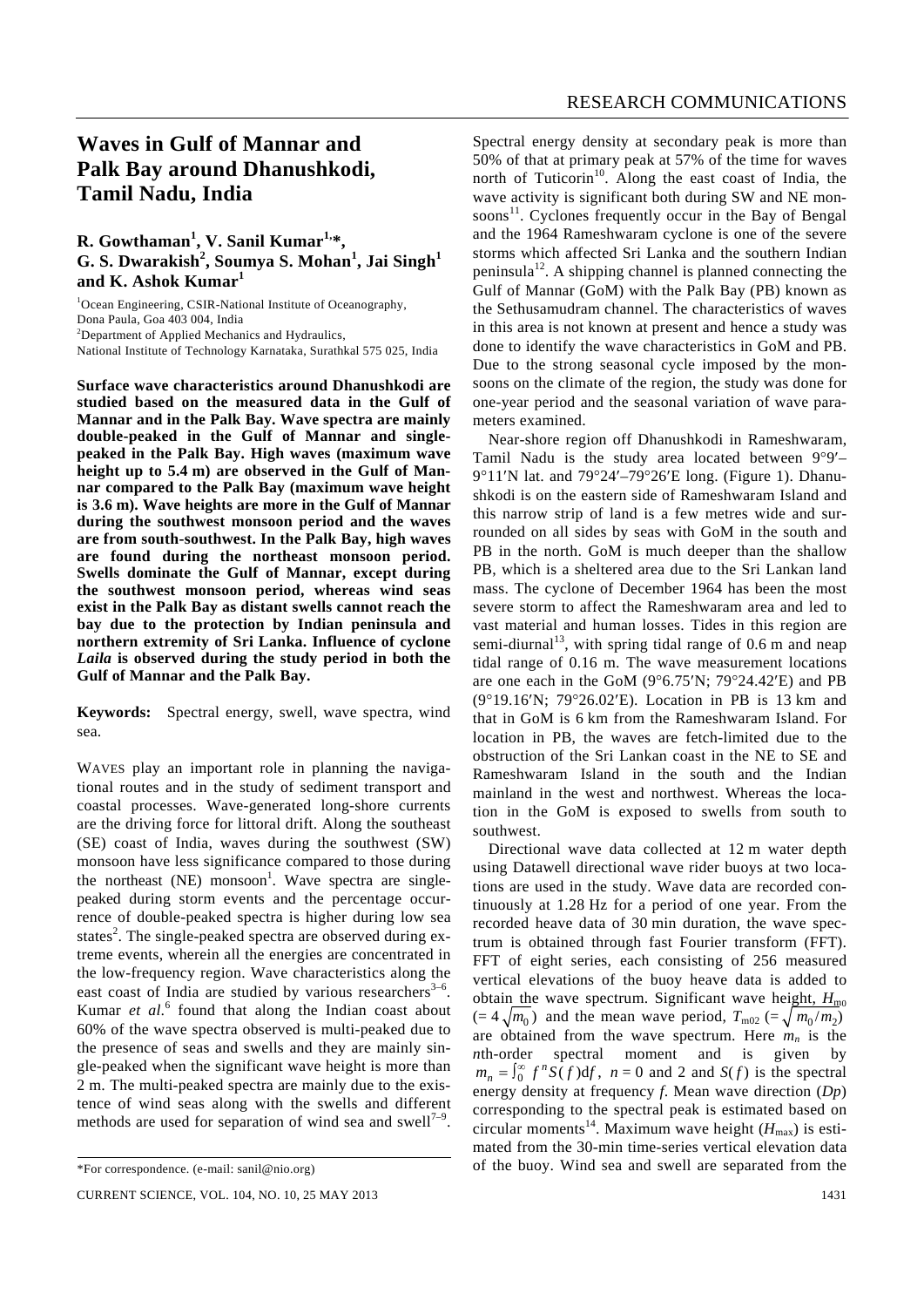# Waves in Gulf of Mannar and Palk Bay around Dhanushkodi, Tamil Nadu, India

**R. Gowthaman[1], V. Sanil Kumar[1,*], G. S. Dwarakish[2], Soumya S. Mohan[1], Jai Singh[1] and K. Ashok Kumar[1]**

[1]Ocean Engineering, CSIR-National Institute of Oceanography, Dona Paula, Goa 403 004, India
[2]Department of Applied Mechanics and Hydraulics, National Institute of Technology Karnataka, Surathkal 575 025, India

**Surface wave characteristics around Dhanushkodi are studied based on the measured data in the Gulf of Mannar and in the Palk Bay. Wave spectra are mainly double-peaked in the Gulf of Mannar and single-peaked in the Palk Bay. High waves (maximum wave height up to 5.4 m) are observed in the Gulf of Mannar compared to the Palk Bay (maximum wave height is 3.6 m). Wave heights are more in the Gulf of Mannar during the southwest monsoon period and the waves are from south-southwest. In the Palk Bay, high waves are found during the northeast monsoon period. Swells dominate the Gulf of Mannar, except during the southwest monsoon period, whereas wind seas exist in the Palk Bay as distant swells cannot reach the bay due to the protection by Indian peninsula and northern extremity of Sri Lanka. Influence of cyclone *Laila* is observed during the study period in both the Gulf of Mannar and the Palk Bay.**

**Keywords:** Spectral energy, swell, wave spectra, wind sea.

WAVES play an important role in planning the navigational routes and in the study of sediment transport and coastal processes. Wave-generated long-shore currents are the driving force for littoral drift. Along the southeast (SE) coast of India, waves during the southwest (SW) monsoon have less significance compared to those during the northeast (NE) monsoon[1]. Wave spectra are single-peaked during storm events and the percentage occurrence of double-peaked spectra is higher during low sea states[2]. The single-peaked spectra are observed during extreme events, wherein all the energies are concentrated in the low-frequency region. Wave characteristics along the east coast of India are studied by various researchers[3–6]. Kumar *et al*.[6] found that along the Indian coast about 60% of the wave spectra observed is multi-peaked due to the presence of seas and swells and they are mainly single-peaked when the significant wave height is more than 2 m. The multi-peaked spectra are mainly due to the existence of wind seas along with the swells and different methods are used for separation of wind sea and swell[7–9]. Spectral energy density at secondary peak is more than 50% of that at primary peak at 57% of the time for waves north of Tuticorin[10]. Along the east coast of India, the wave activity is significant both during SW and NE monsoons[11]. Cyclones frequently occur in the Bay of Bengal and the 1964 Rameshwaram cyclone is one of the severe storms which affected Sri Lanka and the southern Indian peninsula[12]. A shipping channel is planned connecting the Gulf of Mannar (GoM) with the Palk Bay (PB) known as the Sethusamudram channel. The characteristics of waves in this area is not known at present and hence a study was done to identify the wave characteristics in GoM and PB. Due to the strong seasonal cycle imposed by the monsoons on the climate of the region, the study was done for one-year period and the seasonal variation of wave parameters examined.

Near-shore region off Dhanushkodi in Rameshwaram, Tamil Nadu is the study area located between 9°9′–9°11′N lat. and 79°24′–79°26′E long. (Figure 1). Dhanushkodi is on the eastern side of Rameshwaram Island and this narrow strip of land is a few metres wide and surrounded on all sides by seas with GoM in the south and PB in the north. GoM is much deeper than the shallow PB, which is a sheltered area due to the Sri Lankan land mass. The cyclone of December 1964 has been the most severe storm to affect the Rameshwaram area and led to vast material and human losses. Tides in this region are semi-diurnal[13], with spring tidal range of 0.6 m and neap tidal range of 0.16 m. The wave measurement locations are one each in the GoM (9°6.75′N; 79°24.42′E) and PB (9°19.16′N; 79°26.02′E). Location in PB is 13 km and that in GoM is 6 km from the Rameshwaram Island. For location in PB, the waves are fetch-limited due to the obstruction of the Sri Lankan coast in the NE to SE and Rameshwaram Island in the south and the Indian mainland in the west and northwest. Whereas the location in the GoM is exposed to swells from south to southwest.

Directional wave data collected at 12 m water depth using Datawell directional wave rider buoys at two locations are used in the study. Wave data are recorded continuously at 1.28 Hz for a period of one year. From the recorded heave data of 30 min duration, the wave spectrum is obtained through fast Fourier transform (FFT). FFT of eight series, each consisting of 256 measured vertical elevations of the buoy heave data is added to obtain the wave spectrum. Significant wave height, $H_{m0}$ ($= 4\sqrt{m_0}$) and the mean wave period, $T_{m02}$ ($= \sqrt{m_0/m_2}$) are obtained from the wave spectrum. Here $m_n$ is the $n$th-order spectral moment and is given by $m_n = \int_0^\infty f^n S(f)\mathrm{d}f$, $n = 0$ and 2 and $S(f)$ is the spectral energy density at frequency $f$. Mean wave direction ($Dp$) corresponding to the spectral peak is estimated based on circular moments[14]. Maximum wave height ($H_{max}$) is estimated from the 30-min time-series vertical elevation data of the buoy. Wind sea and swell are separated from the

*For correspondence. (e-mail: sanil@nio.org)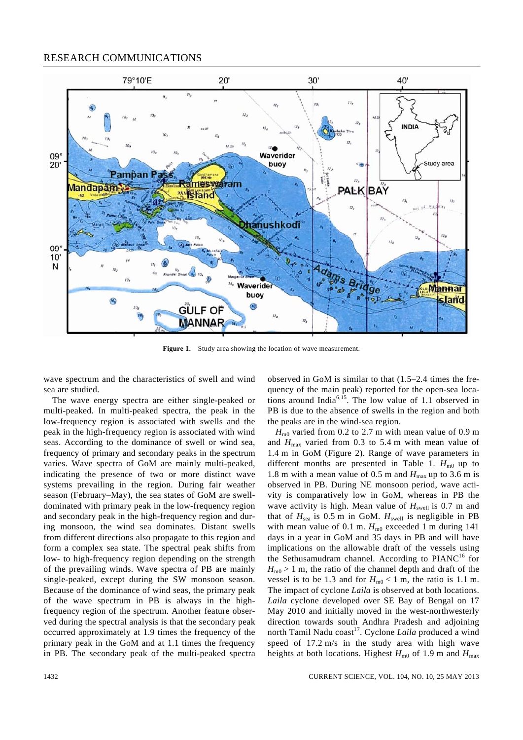Figure 1. Study area showing the location of wave measurement.

wave spectrum and the characteristics of swell and wind sea are studied.

The wave energy spectra are either single-peaked or multi-peaked. In multi-peaked spectra, the peak in the low-frequency region is associated with swells and the peak in the high-frequency region is associated with wind seas. According to the dominance of swell or wind sea, frequency of primary and secondary peaks in the spectrum varies. Wave spectra of GoM are mainly multi-peaked, indicating the presence of two or more distinct wave systems prevailing in the region. During fair weather season (February–May), the sea states of GoM are swell-dominated with primary peak in the low-frequency region and secondary peak in the high-frequency region and during monsoon, the wind sea dominates. Distant swells from different directions also propagate to this region and form a complex sea state. The spectral peak shifts from low- to high-frequency region depending on the strength of the prevailing winds. Wave spectra of PB are mainly single-peaked, except during the SW monsoon season. Because of the dominance of wind seas, the primary peak of the wave spectrum in PB is always in the high-frequency region of the spectrum. Another feature observed during the spectral analysis is that the secondary peak occurred approximately at 1.9 times the frequency of the primary peak in the GoM and at 1.1 times the frequency in PB. The secondary peak of the multi-peaked spectra observed in GoM is similar to that (1.5–2.4 times the frequency of the main peak) reported for the open-sea locations around India[6,15]. The low value of 1.1 observed in PB is due to the absence of swells in the region and both the peaks are in the wind-sea region.

$H_{m0}$ varied from 0.2 to 2.7 m with mean value of 0.9 m and $H_{max}$ varied from 0.3 to 5.4 m with mean value of 1.4 m in GoM (Figure 2). Range of wave parameters in different months are presented in Table 1. $H_{m0}$ up to 1.8 m with a mean value of 0.5 m and $H_{max}$ up to 3.6 m is observed in PB. During NE monsoon period, wave activity is comparatively low in GoM, whereas in PB the wave activity is high. Mean value of $H_{swell}$ is 0.7 m and that of $H_{sea}$ is 0.5 m in GoM. $H_{swell}$ is negligible in PB with mean value of 0.1 m. $H_{m0}$ exceeded 1 m during 141 days in a year in GoM and 35 days in PB and will have implications on the allowable draft of the vessels using the Sethusamudram channel. According to PIANC[16] for $H_{m0} > 1$ m, the ratio of the channel depth and draft of the vessel is to be 1.3 and for $H_{m0} < 1$ m, the ratio is 1.1 m. The impact of cyclone *Laila* is observed at both locations. *Laila* cyclone developed over SE Bay of Bengal on 17 May 2010 and initially moved in the west-northwesterly direction towards south Andhra Pradesh and adjoining north Tamil Nadu coast[17]. Cyclone *Laila* produced a wind speed of 17.2 m/s in the study area with high wave heights at both locations. Highest $H_{m0}$ of 1.9 m and $H_{max}$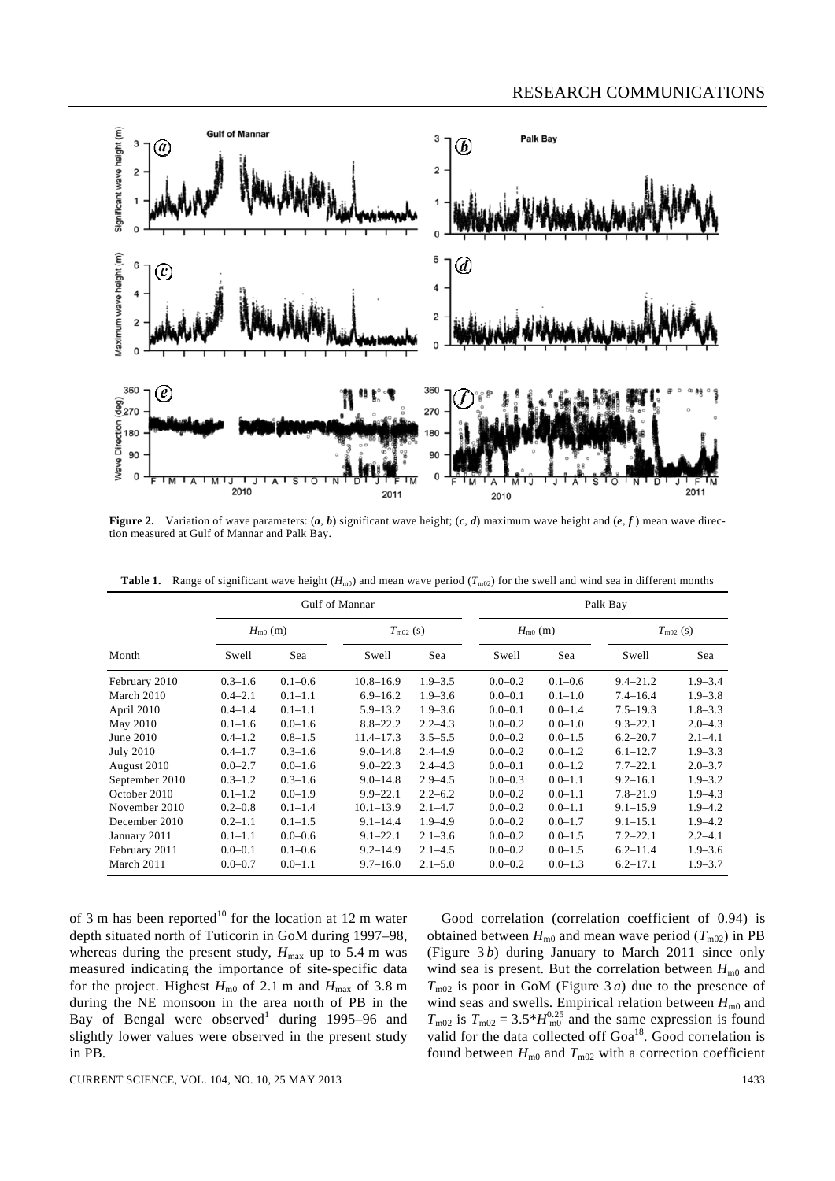**Figure 2.** Variation of wave parameters: (*a*, *b*) significant wave height; (*c*, *d*) maximum wave height and (*e*, *f*) mean wave direction measured at Gulf of Mannar and Palk Bay.

**Table 1.** Range of significant wave height ($H_{m0}$) and mean wave period ($T_{m02}$) for the swell and wind sea in different months

| | Gulf of Mannar | | | | Palk Bay | | | |
|---|---|---|---|---|---|---|---|---|
| | $H_{m0}$ (m) | | $T_{m02}$ (s) | | $H_{m0}$ (m) | | $T_{m02}$ (s) | |
| Month | Swell | Sea | Swell | Sea | Swell | Sea | Swell | Sea |
| February 2010 | 0.3–1.6 | 0.1–0.6 | 10.8–16.9 | 1.9–3.5 | 0.0–0.2 | 0.1–0.6 | 9.4–21.2 | 1.9–3.4 |
| March 2010 | 0.4–2.1 | 0.1–1.1 | 6.9–16.2 | 1.9–3.6 | 0.0–0.1 | 0.1–1.0 | 7.4–16.4 | 1.9–3.8 |
| April 2010 | 0.4–1.4 | 0.1–1.1 | 5.9–13.2 | 1.9–3.6 | 0.0–0.1 | 0.0–1.4 | 7.5–19.3 | 1.8–3.3 |
| May 2010 | 0.1–1.6 | 0.0–1.6 | 8.8–22.2 | 2.2–4.3 | 0.0–0.2 | 0.0–1.0 | 9.3–22.1 | 2.0–4.3 |
| June 2010 | 0.4–1.2 | 0.8–1.5 | 11.4–17.3 | 3.5–5.5 | 0.0–0.2 | 0.0–1.5 | 6.2–20.7 | 2.1–4.1 |
| July 2010 | 0.4–1.7 | 0.3–1.6 | 9.0–14.8 | 2.4–4.9 | 0.0–0.2 | 0.0–1.2 | 6.1–12.7 | 1.9–3.3 |
| August 2010 | 0.0–2.7 | 0.0–1.6 | 9.0–22.3 | 2.4–4.3 | 0.0–0.1 | 0.0–1.2 | 7.7–22.1 | 2.0–3.7 |
| September 2010 | 0.3–1.2 | 0.3–1.6 | 9.0–14.8 | 2.9–4.5 | 0.0–0.3 | 0.0–1.1 | 9.2–16.1 | 1.9–3.2 |
| October 2010 | 0.1–1.2 | 0.0–1.9 | 9.9–22.1 | 2.2–6.2 | 0.0–0.2 | 0.0–1.1 | 7.8–21.9 | 1.9–4.3 |
| November 2010 | 0.2–0.8 | 0.1–1.4 | 10.1–13.9 | 2.1–4.7 | 0.0–0.2 | 0.0–1.1 | 9.1–15.9 | 1.9–4.2 |
| December 2010 | 0.2–1.1 | 0.1–1.5 | 9.1–14.4 | 1.9–4.9 | 0.0–0.2 | 0.0–1.7 | 9.1–15.1 | 1.9–4.2 |
| January 2011 | 0.1–1.1 | 0.0–0.6 | 9.1–22.1 | 2.1–3.6 | 0.0–0.2 | 0.0–1.5 | 7.2–22.1 | 2.2–4.1 |
| February 2011 | 0.0–0.1 | 0.1–0.6 | 9.2–14.9 | 2.1–4.5 | 0.0–0.2 | 0.0–1.5 | 6.2–11.4 | 1.9–3.6 |
| March 2011 | 0.0–0.7 | 0.0–1.1 | 9.7–16.0 | 2.1–5.0 | 0.0–0.2 | 0.0–1.3 | 6.2–17.1 | 1.9–3.7 |

of 3 m has been reported[10] for the location at 12 m water depth situated north of Tuticorin in GoM during 1997–98, whereas during the present study, $H_{max}$ up to 5.4 m was measured indicating the importance of site-specific data for the project. Highest $H_{m0}$ of 2.1 m and $H_{max}$ of 3.8 m during the NE monsoon in the area north of PB in the Bay of Bengal were observed[1] during 1995–96 and slightly lower values were observed in the present study in PB.

Good correlation (correlation coefficient of 0.94) is obtained between $H_{m0}$ and mean wave period ($T_{m02}$) in PB (Figure 3*b*) during January to March 2011 since only wind sea is present. But the correlation between $H_{m0}$ and $T_{m02}$ is poor in GoM (Figure 3*a*) due to the presence of wind seas and swells. Empirical relation between $H_{m0}$ and $T_{m02}$ is $T_{m02} = 3.5*H_{m0}^{0.25}$ and the same expression is found valid for the data collected off Goa[18]. Good correlation is found between $H_{m0}$ and $T_{m02}$ with a correction coefficient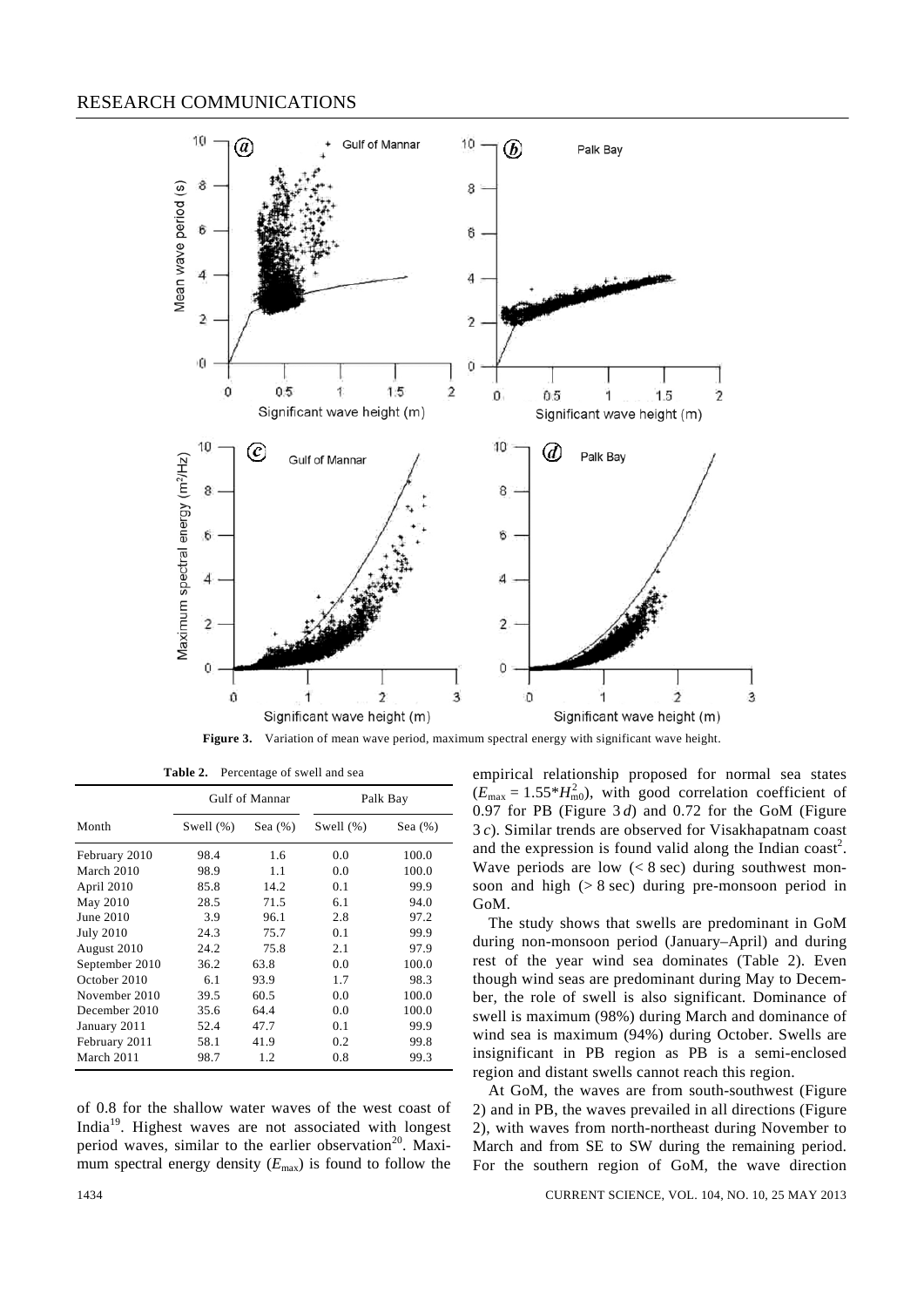**Figure 3.** Variation of mean wave period, maximum spectral energy with significant wave height.

**Table 2.** Percentage of swell and sea

| Month | Gulf of Mannar | | Palk Bay | |
|---|---|---|---|---|
| | Swell (%) | Sea (%) | Swell (%) | Sea (%) |
| February 2010 | 98.4 | 1.6 | 0.0 | 100.0 |
| March 2010 | 98.9 | 1.1 | 0.0 | 100.0 |
| April 2010 | 85.8 | 14.2 | 0.1 | 99.9 |
| May 2010 | 28.5 | 71.5 | 6.1 | 94.0 |
| June 2010 | 3.9 | 96.1 | 2.8 | 97.2 |
| July 2010 | 24.3 | 75.7 | 0.1 | 99.9 |
| August 2010 | 24.2 | 75.8 | 2.1 | 97.9 |
| September 2010 | 36.2 | 63.8 | 0.0 | 100.0 |
| October 2010 | 6.1 | 93.9 | 1.7 | 98.3 |
| November 2010 | 39.5 | 60.5 | 0.0 | 100.0 |
| December 2010 | 35.6 | 64.4 | 0.0 | 100.0 |
| January 2011 | 52.4 | 47.7 | 0.1 | 99.9 |
| February 2011 | 58.1 | 41.9 | 0.2 | 99.8 |
| March 2011 | 98.7 | 1.2 | 0.8 | 99.3 |

of 0.8 for the shallow water waves of the west coast of India[19]. Highest waves are not associated with longest period waves, similar to the earlier observation[20]. Maximum spectral energy density ($E_{max}$) is found to follow the empirical relationship proposed for normal sea states ($E_{max} = 1.55*H_{m0}^2$), with good correlation coefficient of 0.97 for PB (Figure 3 *d*) and 0.72 for the GoM (Figure 3 *c*). Similar trends are observed for Visakhapatnam coast and the expression is found valid along the Indian coast[2]. Wave periods are low (< 8 sec) during southwest monsoon and high (> 8 sec) during pre-monsoon period in GoM.

The study shows that swells are predominant in GoM during non-monsoon period (January–April) and during rest of the year wind sea dominates (Table 2). Even though wind seas are predominant during May to December, the role of swell is also significant. Dominance of swell is maximum (98%) during March and dominance of wind sea is maximum (94%) during October. Swells are insignificant in PB region as PB is a semi-enclosed region and distant swells cannot reach this region.

At GoM, the waves are from south-southwest (Figure 2) and in PB, the waves prevailed in all directions (Figure 2), with waves from north-northeast during November to March and from SE to SW during the remaining period. For the southern region of GoM, the wave direction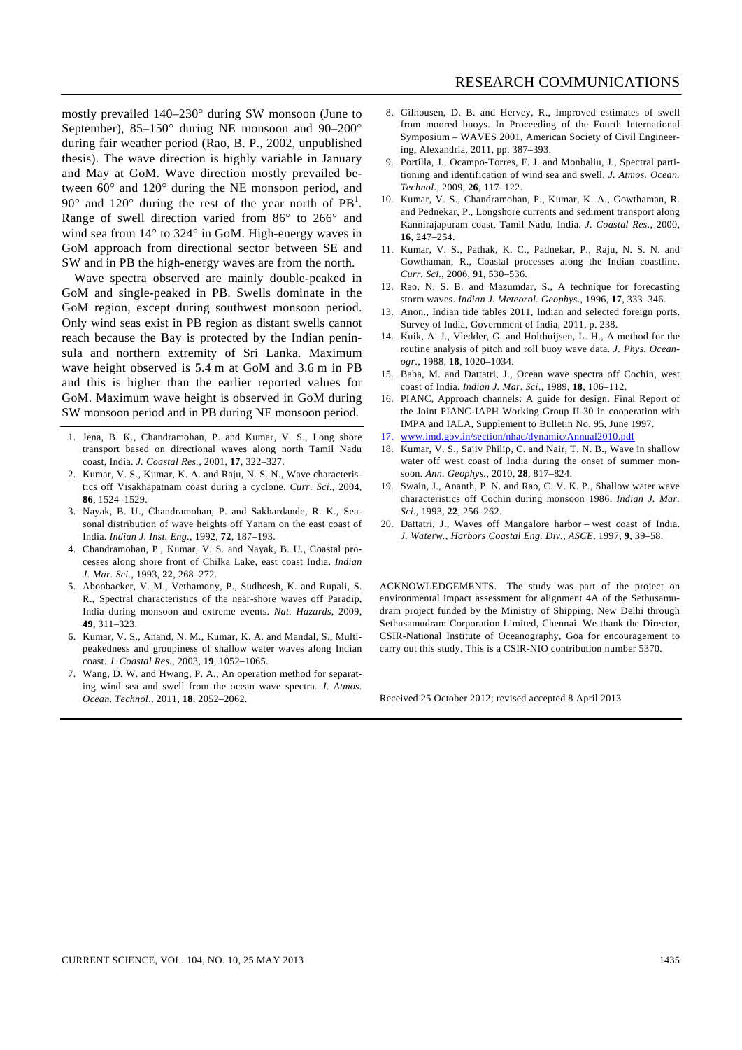mostly prevailed 140–230° during SW monsoon (June to September), 85–150° during NE monsoon and 90–200° during fair weather period (Rao, B. P., 2002, unpublished thesis). The wave direction is highly variable in January and May at GoM. Wave direction mostly prevailed between 60° and 120° during the NE monsoon period, and 90° and 120° during the rest of the year north of PB[1]. Range of swell direction varied from 86° to 266° and wind sea from 14° to 324° in GoM. High-energy waves in GoM approach from directional sector between SE and SW and in PB the high-energy waves are from the north.

Wave spectra observed are mainly double-peaked in GoM and single-peaked in PB. Swells dominate in the GoM region, except during southwest monsoon period. Only wind seas exist in PB region as distant swells cannot reach because the Bay is protected by the Indian peninsula and northern extremity of Sri Lanka. Maximum wave height observed is 5.4 m at GoM and 3.6 m in PB and this is higher than the earlier reported values for GoM. Maximum wave height is observed in GoM during SW monsoon period and in PB during NE monsoon period.

1. Jena, B. K., Chandramohan, P. and Kumar, V. S., Long shore transport based on directional waves along north Tamil Nadu coast, India. *J. Coastal Res.*, 2001, **17**, 322–327.
2. Kumar, V. S., Kumar, K. A. and Raju, N. S. N., Wave characteristics off Visakhapatnam coast during a cyclone. *Curr. Sci*., 2004, **86**, 1524–1529.
3. Nayak, B. U., Chandramohan, P. and Sakhardande, R. K., Seasonal distribution of wave heights off Yanam on the east coast of India. *Indian J. Inst. Eng.*, 1992, **72**, 187–193.
4. Chandramohan, P., Kumar, V. S. and Nayak, B. U., Coastal processes along shore front of Chilka Lake, east coast India. *Indian J. Mar. Sci.*, 1993, **22**, 268–272.
5. Aboobacker, V. M., Vethamony, P., Sudheesh, K. and Rupali, S. R., Spectral characteristics of the near-shore waves off Paradip, India during monsoon and extreme events. *Nat. Hazards*, 2009, **49**, 311–323.
6. Kumar, V. S., Anand, N. M., Kumar, K. A. and Mandal, S., Multi-peakedness and groupiness of shallow water waves along Indian coast. *J. Coastal Res.*, 2003, **19**, 1052–1065.
7. Wang, D. W. and Hwang, P. A., An operation method for separating wind sea and swell from the ocean wave spectra. *J. Atmos. Ocean. Technol*., 2011, **18**, 2052–2062.
8. Gilhousen, D. B. and Hervey, R., Improved estimates of swell from moored buoys. In Proceeding of the Fourth International Symposium – WAVES 2001, American Society of Civil Engineering, Alexandria, 2011, pp. 387–393.
9. Portilla, J., Ocampo-Torres, F. J. and Monbaliu, J., Spectral partitioning and identification of wind sea and swell. *J. Atmos. Ocean. Technol.*, 2009, **26**, 117–122.
10. Kumar, V. S., Chandramohan, P., Kumar, K. A., Gowthaman, R. and Pednekar, P., Longshore currents and sediment transport along Kannirajapuram coast, Tamil Nadu, India. *J. Coastal Res.*, 2000, **16**, 247–254.
11. Kumar, V. S., Pathak, K. C., Padnekar, P., Raju, N. S. N. and Gowthaman, R., Coastal processes along the Indian coastline. *Curr. Sci.*, 2006, **91**, 530–536.
12. Rao, N. S. B. and Mazumdar, S., A technique for forecasting storm waves. *Indian J. Meteorol. Geophys*., 1996, **17**, 333–346.
13. Anon., Indian tide tables 2011, Indian and selected foreign ports. Survey of India, Government of India, 2011, p. 238.
14. Kuik, A. J., Vledder, G. and Holthuijsen, L. H., A method for the routine analysis of pitch and roll buoy wave data. *J. Phys. Oceanogr.*, 1988, **18**, 1020–1034.
15. Baba, M. and Dattatri, J., Ocean wave spectra off Cochin, west coast of India. *Indian J. Mar. Sci*., 1989, **18**, 106–112.
16. PIANC, Approach channels: A guide for design. Final Report of the Joint PIANC-IAPH Working Group II-30 in cooperation with IMPA and IALA, Supplement to Bulletin No. 95, June 1997.
17. www.imd.gov.in/section/nhac/dynamic/Annual2010.pdf
18. Kumar, V. S., Sajiv Philip, C. and Nair, T. N. B., Wave in shallow water off west coast of India during the onset of summer monsoon. *Ann. Geophys.*, 2010, **28**, 817–824.
19. Swain, J., Ananth, P. N. and Rao, C. V. K. P., Shallow water wave characteristics off Cochin during monsoon 1986. *Indian J. Mar. Sci*., 1993, **22**, 256–262.
20. Dattatri, J., Waves off Mangalore harbor – west coast of India. *J. Waterw., Harbors Coastal Eng. Div.*, *ASCE*, 1997, **9**, 39–58.

ACKNOWLEDGEMENTS. The study was part of the project on environmental impact assessment for alignment 4A of the Sethusamudram project funded by the Ministry of Shipping, New Delhi through Sethusamudram Corporation Limited, Chennai. We thank the Director, CSIR-National Institute of Oceanography, Goa for encouragement to carry out this study. This is a CSIR-NIO contribution number 5370.

Received 25 October 2012; revised accepted 8 April 2013